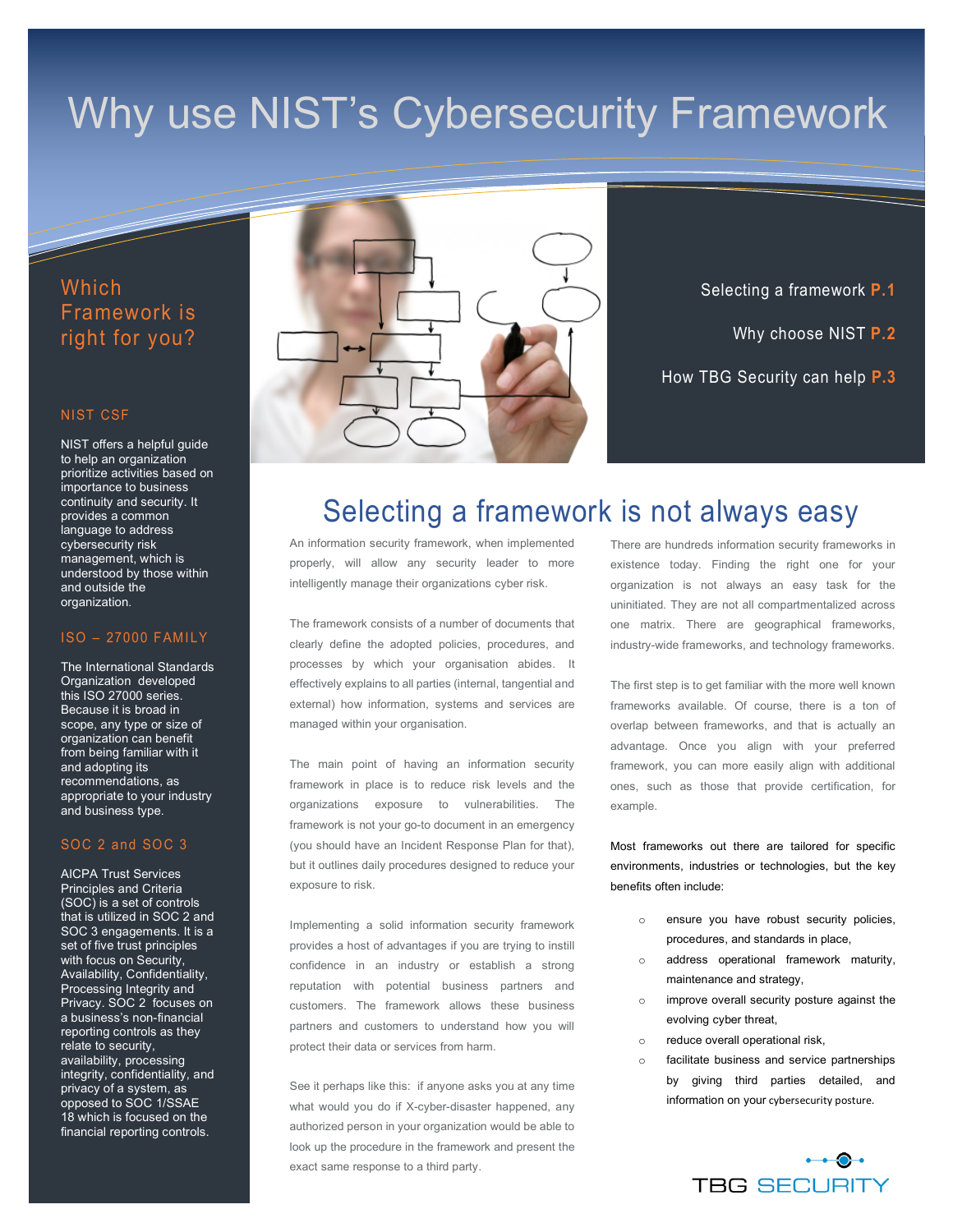# Why use NIST's Cybersecurity Framework

## Which Framework is right for you?

### NIST CSF

NIST offers a helpful guide to help an organization prioritize activities based on importance to business continuity and security. It provides a common language to address cybersecurity risk management, which is understood by those within and outside the organization.

### ISO – 27000 FAMILY

The International Standards Organization developed this ISO 27000 series. Because it is broad in scope, any type or size of organization can benefit from being familiar with it and adopting its recommendations, as appropriate to your industry and business type.

### SOC 2 and SOC 3

AICPA Trust Services Principles and Criteria (SOC) is a set of controls that is utilized in SOC 2 and SOC 3 engagements. It is a set of five trust principles with focus on Security, Availability, Confidentiality, Processing Integrity and Privacy. SOC 2 focuses on a business's non-financial reporting controls as they relate to security, availability, processing integrity, confidentiality, and privacy of a system, as opposed to SOC 1/SSAE 18 which is focused on the financial reporting controls.

Selecting a framework **P.1**

Why choose NIST **P.2**

How TBG Security can help **P.3**

## Selecting a framework is not always easy

An information security framework, when implemented properly, will allow any security leader to more intelligently manage their organizations cyber risk.

The framework consists of a number of documents that clearly define the adopted policies, procedures, and processes by which your organisation abides. It effectively explains to all parties (internal, tangential and external) how information, systems and services are managed within your organisation.

The main point of having an information security framework in place is to reduce risk levels and the organizations exposure to vulnerabilities. The framework is not your go-to document in an emergency (you should have an Incident Response Plan for that), but it outlines daily procedures designed to reduce your exposure to risk.

Implementing a solid information security framework provides a host of advantages if you are trying to instill confidence in an industry or establish a strong reputation with potential business partners and customers. The framework allows these business partners and customers to understand how you will protect their data or services from harm.

See it perhaps like this: if anyone asks you at any time what would you do if X-cyber-disaster happened, any authorized person in your organization would be able to look up the procedure in the framework and present the exact same response to a third party.

There are hundreds information security frameworks in existence today. Finding the right one for your organization is not always an easy task for the uninitiated. They are not all compartmentalized across one matrix. There are geographical frameworks, industry-wide frameworks, and technology frameworks.

The first step is to get familiar with the more well known frameworks available. Of course, there is a ton of overlap between frameworks, and that is actually an advantage. Once you align with your preferred framework, you can more easily align with additional ones, such as those that provide certification, for example.

Most frameworks out there are tailored for specific environments, industries or technologies, but the key benefits often include:

- ensure you have robust security policies, procedures, and standards in place,
- address operational framework maturity, maintenance and strategy,
- improve overall security posture against the evolving cyber threat,
- reduce overall operational risk,
- facilitate business and service partnerships by giving third parties detailed, and information on your cybersecurity posture.

TBG SECURITY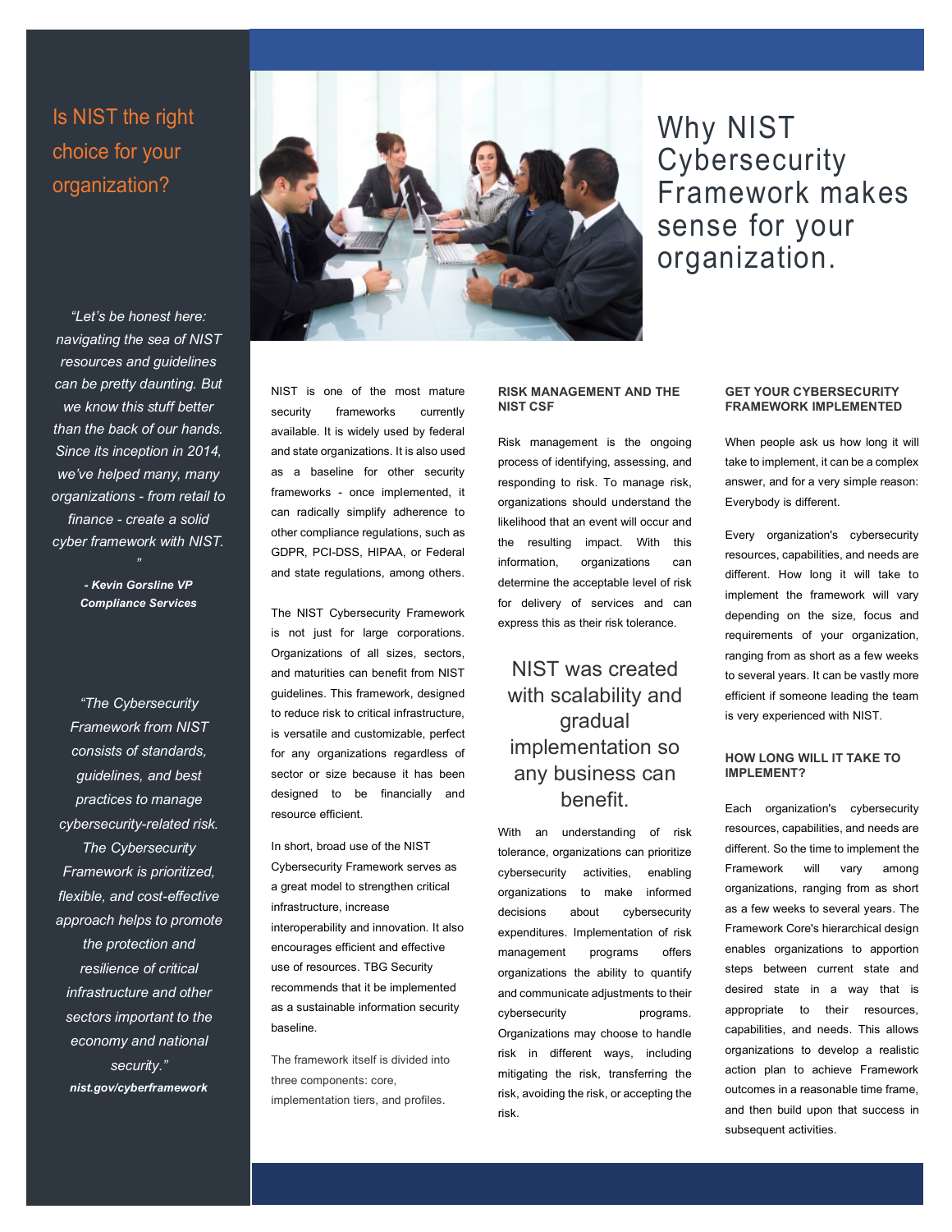## Is NIST the right choice for your organization?

*"Let's be honest here: navigating the sea of NIST resources and guidelines can be pretty daunting. But we know this stuff better than the back of our hands. Since its inception in 2014, we've helped many, many organizations - from retail to finance - create a solid cyber framework with NIST."*

***- Kevin Gorsline VP Compliance Services***

*"The Cybersecurity Framework from NIST consists of standards, guidelines, and best practices to manage cybersecurity-related risk. The Cybersecurity Framework is prioritized, flexible, and cost-effective approach helps to promote the protection and resilience of critical infrastructure and other sectors important to the economy and national security."*

***nist.gov/cyberframework***

# Why NIST Cybersecurity Framework makes sense for your organization.

NIST is one of the most mature security frameworks currently available. It is widely used by federal and state organizations. It is also used as a baseline for other security frameworks - once implemented, it can radically simplify adherence to other compliance regulations, such as GDPR, PCI-DSS, HIPAA, or Federal and state regulations, among others.

The NIST Cybersecurity Framework is not just for large corporations. Organizations of all sizes, sectors, and maturities can benefit from NIST guidelines. This framework, designed to reduce risk to critical infrastructure, is versatile and customizable, perfect for any organizations regardless of sector or size because it has been designed to be financially and resource efficient.

In short, broad use of the NIST Cybersecurity Framework serves as a great model to strengthen critical infrastructure, increase interoperability and innovation. It also encourages efficient and effective use of resources. TBG Security recommends that it be implemented as a sustainable information security baseline.

The framework itself is divided into three components: core, implementation tiers, and profiles.

### RISK MANAGEMENT AND THE NIST CSF

Risk management is the ongoing process of identifying, assessing, and responding to risk. To manage risk, organizations should understand the likelihood that an event will occur and the resulting impact. With this information, organizations can determine the acceptable level of risk for delivery of services and can express this as their risk tolerance.

## NIST was created with scalability and gradual implementation so any business can benefit.

With an understanding of risk tolerance, organizations can prioritize cybersecurity activities, enabling organizations to make informed decisions about cybersecurity expenditures. Implementation of risk management programs offers organizations the ability to quantify and communicate adjustments to their cybersecurity programs. Organizations may choose to handle risk in different ways, including mitigating the risk, transferring the risk, avoiding the risk, or accepting the risk.

### GET YOUR CYBERSECURITY FRAMEWORK IMPLEMENTED

When people ask us how long it will take to implement, it can be a complex answer, and for a very simple reason: Everybody is different.

Every organization's cybersecurity resources, capabilities, and needs are different. How long it will take to implement the framework will vary depending on the size, focus and requirements of your organization, ranging from as short as a few weeks to several years. It can be vastly more efficient if someone leading the team is very experienced with NIST.

### HOW LONG WILL IT TAKE TO IMPLEMENT?

Each organization's cybersecurity resources, capabilities, and needs are different. So the time to implement the Framework will vary among organizations, ranging from as short as a few weeks to several years. The Framework Core's hierarchical design enables organizations to apportion steps between current state and desired state in a way that is appropriate to their resources, capabilities, and needs. This allows organizations to develop a realistic action plan to achieve Framework outcomes in a reasonable time frame, and then build upon that success in subsequent activities.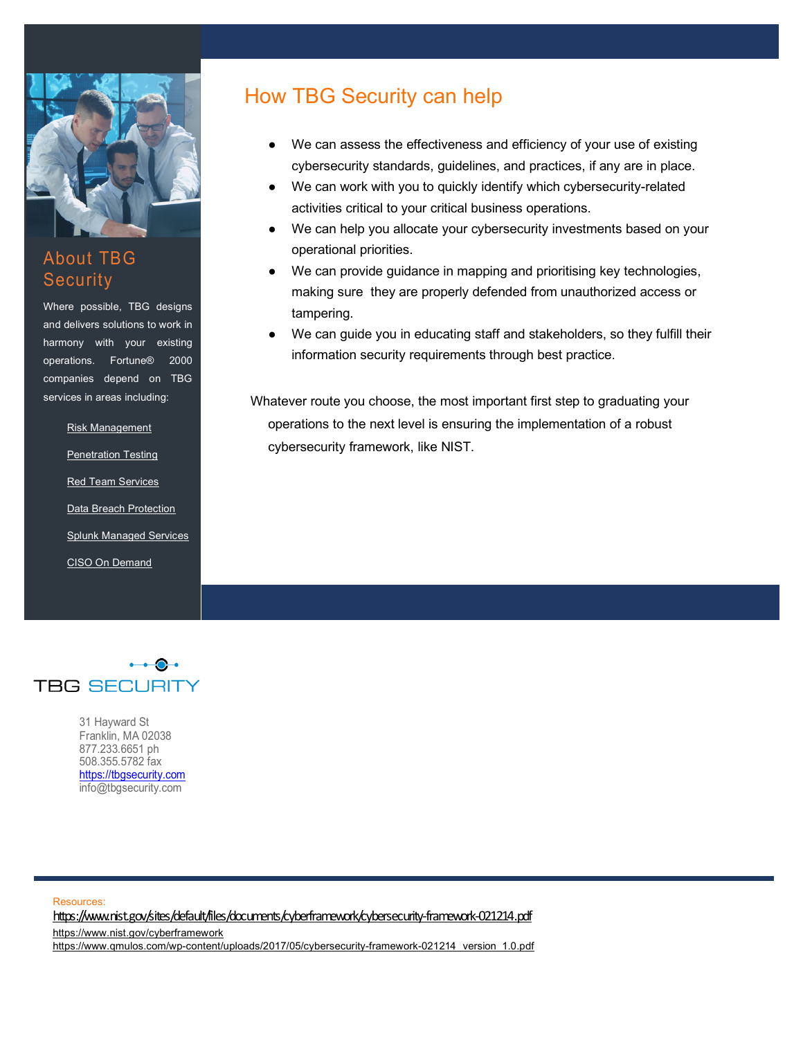## How TBG Security can help

- We can assess the effectiveness and efficiency of your use of existing cybersecurity standards, guidelines, and practices, if any are in place.
- We can work with you to quickly identify which cybersecurity-related activities critical to your critical business operations.
- We can help you allocate your cybersecurity investments based on your operational priorities.
- We can provide guidance in mapping and prioritising key technologies, making sure they are properly defended from unauthorized access or tampering.
- We can guide you in educating staff and stakeholders, so they fulfill their information security requirements through best practice.

Whatever route you choose, the most important first step to graduating your operations to the next level is ensuring the implementation of a robust cybersecurity framework, like NIST.

## About TBG Security

Where possible, TBG designs and delivers solutions to work in harmony with your existing operations. Fortune® 2000 companies depend on TBG services in areas including:

- Risk Management
- Penetration Testing
- Red Team Services
- Data Breach Protection
- Splunk Managed Services
- CISO On Demand

TBG SECURITY

31 Hayward St
Franklin, MA 02038
877.233.6651 ph
508.355.5782 fax
https://tbgsecurity.com
info@tbgsecurity.com

Resources:
https://www.nist.gov/sites/default/files/documents/cyberframework/cybersecurity-framework-021214.pdf
https://www.nist.gov/cyberframework
https://www.qmulos.com/wp-content/uploads/2017/05/cybersecurity-framework-021214_version_1.0.pdf